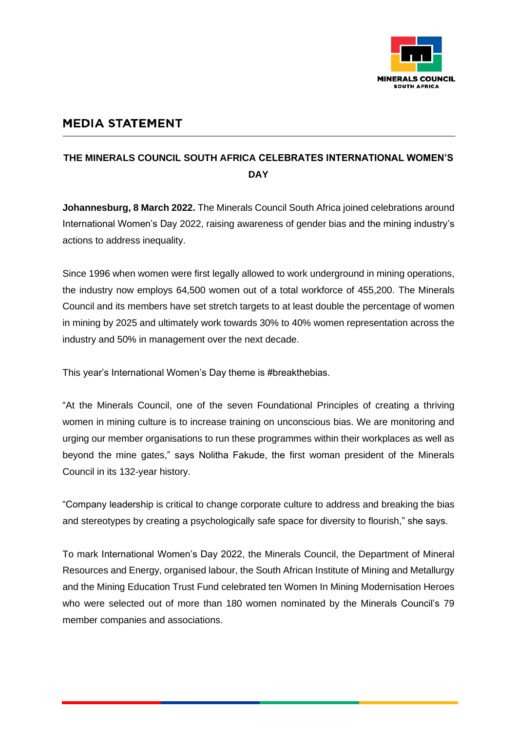MINERALS COUNCIL SOUTH AFRICA

## MEDIA STATEMENT

### THE MINERALS COUNCIL SOUTH AFRICA CELEBRATES INTERNATIONAL WOMEN'S DAY

**Johannesburg, 8 March 2022.** The Minerals Council South Africa joined celebrations around International Women's Day 2022, raising awareness of gender bias and the mining industry's actions to address inequality.

Since 1996 when women were first legally allowed to work underground in mining operations, the industry now employs 64,500 women out of a total workforce of 455,200. The Minerals Council and its members have set stretch targets to at least double the percentage of women in mining by 2025 and ultimately work towards 30% to 40% women representation across the industry and 50% in management over the next decade.

This year's International Women's Day theme is #breakthebias.

"At the Minerals Council, one of the seven Foundational Principles of creating a thriving women in mining culture is to increase training on unconscious bias. We are monitoring and urging our member organisations to run these programmes within their workplaces as well as beyond the mine gates," says Nolitha Fakude, the first woman president of the Minerals Council in its 132-year history.

"Company leadership is critical to change corporate culture to address and breaking the bias and stereotypes by creating a psychologically safe space for diversity to flourish," she says.

To mark International Women's Day 2022, the Minerals Council, the Department of Mineral Resources and Energy, organised labour, the South African Institute of Mining and Metallurgy and the Mining Education Trust Fund celebrated ten Women In Mining Modernisation Heroes who were selected out of more than 180 women nominated by the Minerals Council's 79 member companies and associations.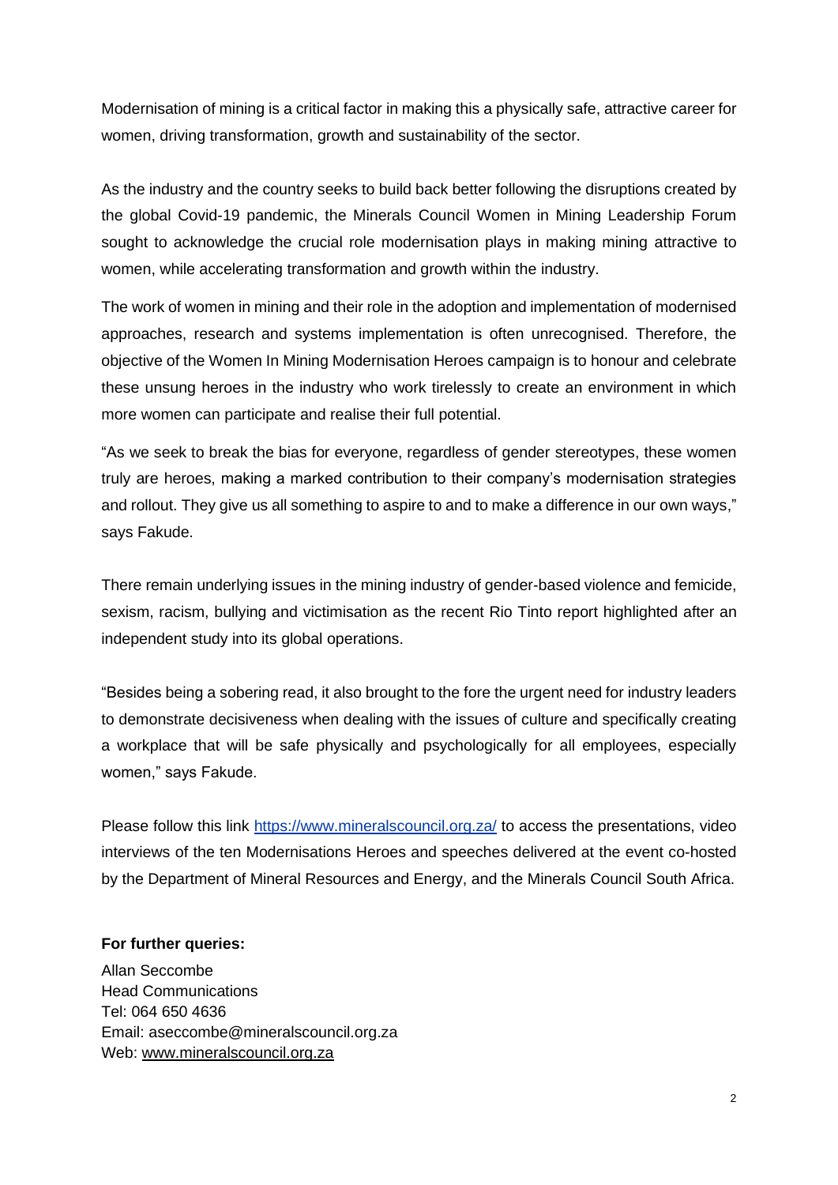Modernisation of mining is a critical factor in making this a physically safe, attractive career for women, driving transformation, growth and sustainability of the sector.

As the industry and the country seeks to build back better following the disruptions created by the global Covid-19 pandemic, the Minerals Council Women in Mining Leadership Forum sought to acknowledge the crucial role modernisation plays in making mining attractive to women, while accelerating transformation and growth within the industry.

The work of women in mining and their role in the adoption and implementation of modernised approaches, research and systems implementation is often unrecognised. Therefore, the objective of the Women In Mining Modernisation Heroes campaign is to honour and celebrate these unsung heroes in the industry who work tirelessly to create an environment in which more women can participate and realise their full potential.

"As we seek to break the bias for everyone, regardless of gender stereotypes, these women truly are heroes, making a marked contribution to their company's modernisation strategies and rollout. They give us all something to aspire to and to make a difference in our own ways," says Fakude.

There remain underlying issues in the mining industry of gender-based violence and femicide, sexism, racism, bullying and victimisation as the recent Rio Tinto report highlighted after an independent study into its global operations.

"Besides being a sobering read, it also brought to the fore the urgent need for industry leaders to demonstrate decisiveness when dealing with the issues of culture and specifically creating a workplace that will be safe physically and psychologically for all employees, especially women," says Fakude.

Please follow this link https://www.mineralscouncil.org.za/ to access the presentations, video interviews of the ten Modernisations Heroes and speeches delivered at the event co-hosted by the Department of Mineral Resources and Energy, and the Minerals Council South Africa.

**For further queries:**

Allan Seccombe
Head Communications
Tel: 064 650 4636
Email: aseccombe@mineralscouncil.org.za
Web: www.mineralscouncil.org.za